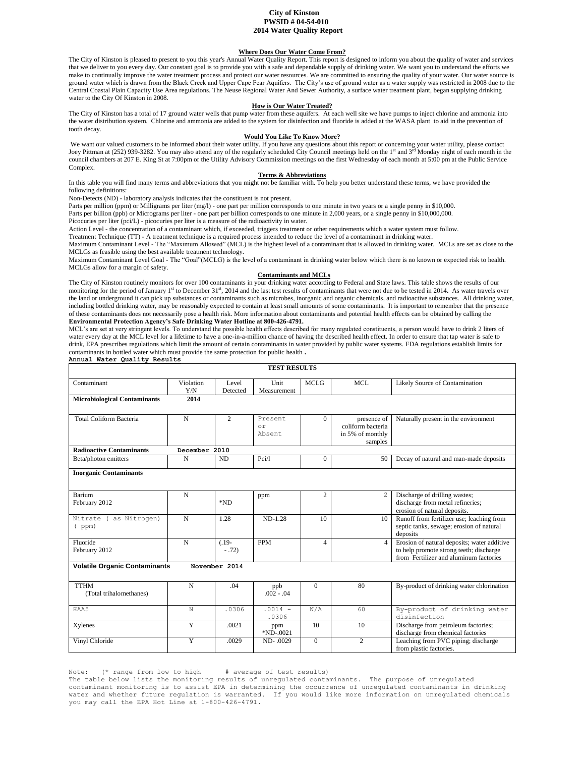# City of Kinston
## PWSID # 04-54-010
## 2014 Water Quality Report

### Where Does Our Water Come From?

The City of Kinston is pleased to present to you this year's Annual Water Quality Report. This report is designed to inform you about the quality of water and services that we deliver to you every day. Our constant goal is to provide you with a safe and dependable supply of drinking water. We want you to understand the efforts we make to continually improve the water treatment process and protect our water resources. We are committed to ensuring the quality of your water. Our water source is ground water which is drawn from the Black Creek and Upper Cape Fear Aquifers. The City's use of ground water as a water supply was restricted in 2008 due to the Central Coastal Plain Capacity Use Area regulations. The Neuse Regional Water And Sewer Authority, a surface water treatment plant, began supplying drinking water to the City Of Kinston in 2008.

### How is Our Water Treated?

The City of Kinston has a total of 17 ground water wells that pump water from these aquifers. At each well site we have pumps to inject chlorine and ammonia into the water distribution system. Chlorine and ammonia are added to the system for disinfection and fluoride is added at the WASA plant to aid in the prevention of tooth decay.

### Would You Like To Know More?

We want our valued customers to be informed about their water utility. If you have any questions about this report or concerning your water utility, please contact Joey Pittman at (252) 939-3282. You may also attend any of the regularly scheduled City Council meetings held on the 1st and 3rd Monday night of each month in the council chambers at 207 E. King St at 7:00pm or the Utility Advisory Commission meetings on the first Wednesday of each month at 5:00 pm at the Public Service Complex.

### Terms & Abbreviations

In this table you will find many terms and abbreviations that you might not be familiar with. To help you better understand these terms, we have provided the following definitions:

Non-Detects (ND) - laboratory analysis indicates that the constituent is not present.

Parts per million (ppm) or Milligrams per liter (mg/l) - one part per million corresponds to one minute in two years or a single penny in $10,000.

Parts per billion (ppb) or Micrograms per liter - one part per billion corresponds to one minute in 2,000 years, or a single penny in $10,000,000.

Picocuries per liter (pci/L) - picocuries per liter is a measure of the radioactivity in water.

Action Level - the concentration of a contaminant which, if exceeded, triggers treatment or other requirements which a water system must follow.

Treatment Technique (TT) - A treatment technique is a required process intended to reduce the level of a contaminant in drinking water.

Maximum Contaminant Level - The "Maximum Allowed" (MCL) is the highest level of a contaminant that is allowed in drinking water. MCLs are set as close to the MCLGs as feasible using the best available treatment technology.

Maximum Contaminant Level Goal - The "Goal"(MCLG) is the level of a contaminant in drinking water below which there is no known or expected risk to health. MCLGs allow for a margin of safety.

### Contaminants and MCLs

The City of Kinston routinely monitors for over 100 contaminants in your drinking water according to Federal and State laws. This table shows the results of our monitoring for the period of January 1st to December 31st, 2014 and the last test results of contaminants that were not due to be tested in 2014**.** As water travels over the land or underground it can pick up substances or contaminants such as microbes, inorganic and organic chemicals, and radioactive substances. All drinking water, including bottled drinking water, may be reasonably expected to contain at least small amounts of some contaminants. It is important to remember that the presence of these contaminants does not necessarily pose a health risk. More information about contaminants and potential health effects can be obtained by calling the **Environmental Protection Agency's Safe Drinking Water Hotline at 800-426-4791.**

MCL's are set at very stringent levels. To understand the possible health effects described for many regulated constituents, a person would have to drink 2 liters of water every day at the MCL level for a lifetime to have a one-in-a-million chance of having the described health effect. In order to ensure that tap water is safe to drink, EPA prescribes regulations which limit the amount of certain contaminants in water provided by public water systems. FDA regulations establish limits for contaminants in bottled water which must provide the same protection for public health **.**

**Annual Water Quality Results**

| TEST RESULTS | | | | | | |
|---|---|---|---|---|---|---|
| Contaminant | Violation Y/N | Level Detected | Unit Measurement | MCLG | MCL | Likely Source of Contamination |
| **Microbiological Contaminants** | **2014** | | | | | |
| Total Coliform Bacteria | N | 2 | Present or Absent | 0 | presence of coliform bacteria in 5% of monthly samples | Naturally present in the environment |
| **Radioactive Contaminants** | **December 2010** | | | | | |
| Beta/photon emitters | N | ND | Pci/l | 0 | 50 | Decay of natural and man-made deposits |
| **Inorganic Contaminants** | | | | | | |
| Barium February 2012 | N | *ND | ppm | 2 | 2 | Discharge of drilling wastes; discharge from metal refineries; erosion of natural deposits. |
| Nitrate ( as Nitrogen) ( ppm) | N | 1.28 | ND-1.28 | 10 | 10 | Runoff from fertilizer use; leaching from septic tanks, sewage; erosion of natural deposits |
| Fluoride February 2012 | N | (.19- -.72) | PPM | 4 | 4 | Erosion of natural deposits; water additive to help promote strong teeth; discharge from Fertilizer and aluminum factories |
| **Volatile Organic Contaminants** | **November 2014** | | | | | |
| TTHM (Total trihalomethanes) | N | .04 | ppb .002 - .04 | 0 | 80 | By-product of drinking water chlorination |
| HAA5 | N | .0306 | .0014 - .0306 | N/A | 60 | By-product of drinking water disinfection |
| Xylenes | Y | .0021 | ppm *ND-.0021 | 10 | 10 | Discharge from petroleum factories; discharge from chemical factories |
| Vinyl Chloride | Y | .0029 | ND- .0029 | 0 | 2 | Leaching from PVC piping; discharge from plastic factories. |

Note: (* range from low to high # average of test results)

The table below lists the monitoring results of unregulated contaminants. The purpose of unregulated contaminant monitoring is to assist EPA in determining the occurrence of unregulated contaminants in drinking water and whether future regulation is warranted. If you would like more information on unregulated chemicals you may call the EPA Hot Line at 1-800-426-4791.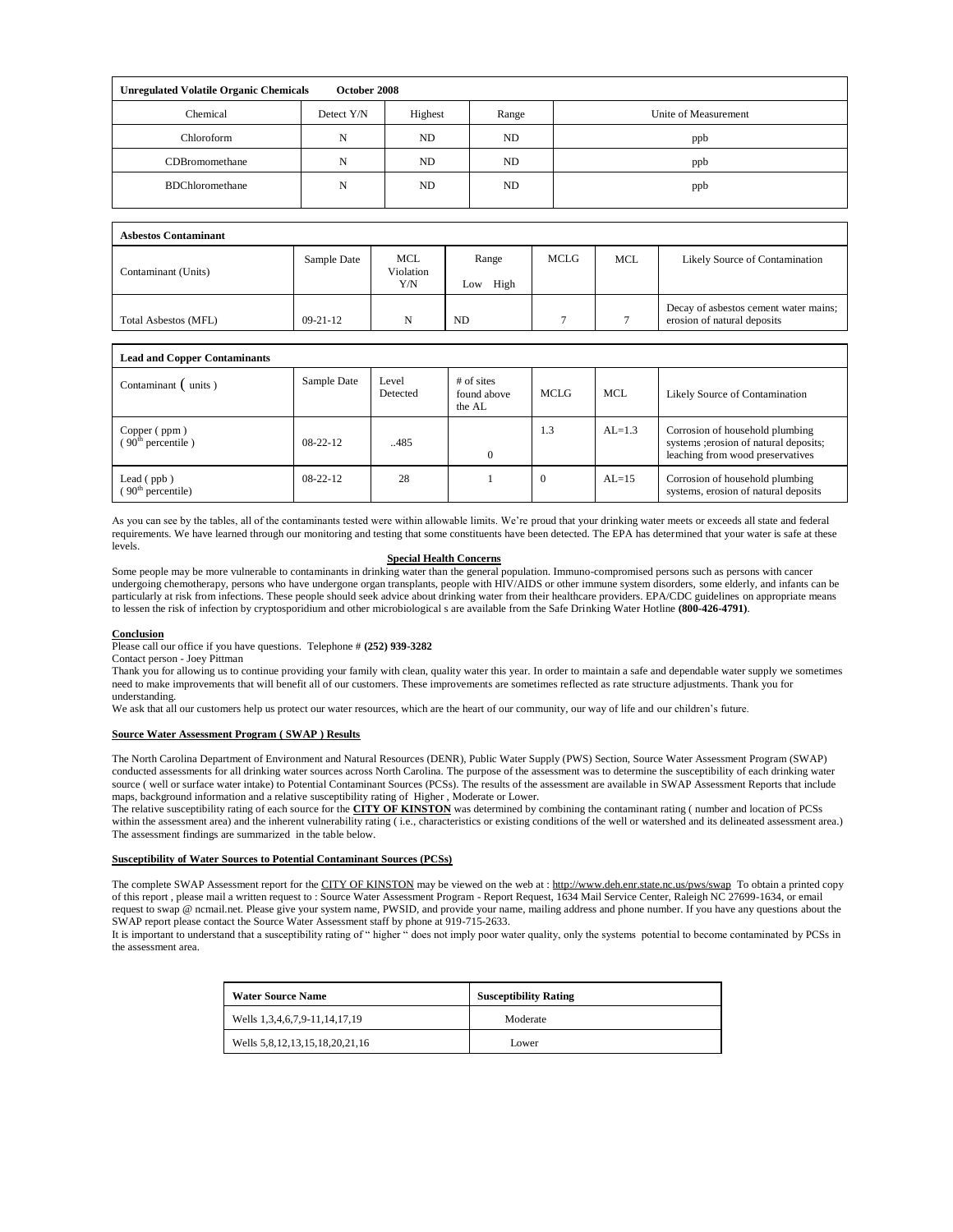| Unregulated Volatile Organic Chemicals October 2008 | | | | |
|---|---|---|---|---|
| Chemical | Detect Y/N | Highest | Range | Unite of Measurement |
| Chloroform | N | ND | ND | ppb |
| CDBromomethane | N | ND | ND | ppb |
| BDChloromethane | N | ND | ND | ppb |

| Asbestos Contaminant | | | | | | |
|---|---|---|---|---|---|---|
| Contaminant (Units) | Sample Date | MCL Violation Y/N | Range Low High | MCLG | MCL | Likely Source of Contamination |
| Total Asbestos (MFL) | 09-21-12 | N | ND | 7 | 7 | Decay of asbestos cement water mains; erosion of natural deposits |

| Lead and Copper Contaminants | | | | | | |
|---|---|---|---|---|---|---|
| Contaminant ( units ) | Sample Date | Level Detected | # of sites found above the AL | MCLG | MCL | Likely Source of Contamination |
| Copper ( ppm ) ( 90th percentile ) | 08-22-12 | ..485 | 0 | 1.3 | AL=1.3 | Corrosion of household plumbing systems ;erosion of natural deposits; leaching from wood preservatives |
| Lead ( ppb ) ( 90th percentile) | 08-22-12 | 28 | 1 | 0 | AL=15 | Corrosion of household plumbing systems, erosion of natural deposits |

As you can see by the tables, all of the contaminants tested were within allowable limits. We're proud that your drinking water meets or exceeds all state and federal requirements. We have learned through our monitoring and testing that some constituents have been detected. The EPA has determined that your water is safe at these levels.

**Special Health Concerns**

Some people may be more vulnerable to contaminants in drinking water than the general population. Immuno-compromised persons such as persons with cancer undergoing chemotherapy, persons who have undergone organ transplants, people with HIV/AIDS or other immune system disorders, some elderly, and infants can be particularly at risk from infections. These people should seek advice about drinking water from their healthcare providers. EPA/CDC guidelines on appropriate means to lessen the risk of infection by cryptosporidium and other microbiological s are available from the Safe Drinking Water Hotline **(800-426-4791)**.

**Conclusion**

Please call our office if you have questions. Telephone # **(252) 939-3282**

Contact person - Joey Pittman

Thank you for allowing us to continue providing your family with clean, quality water this year. In order to maintain a safe and dependable water supply we sometimes need to make improvements that will benefit all of our customers. These improvements are sometimes reflected as rate structure adjustments. Thank you for understanding.

We ask that all our customers help us protect our water resources, which are the heart of our community, our way of life and our children's future.

**Source Water Assessment Program ( SWAP ) Results**

The North Carolina Department of Environment and Natural Resources (DENR), Public Water Supply (PWS) Section, Source Water Assessment Program (SWAP) conducted assessments for all drinking water sources across North Carolina. The purpose of the assessment was to determine the susceptibility of each drinking water source ( well or surface water intake) to Potential Contaminant Sources (PCSs). The results of the assessment are available in SWAP Assessment Reports that include maps, background information and a relative susceptibility rating of Higher , Moderate or Lower.

The relative susceptibility rating of each source for the **CITY OF KINSTON** was determined by combining the contaminant rating ( number and location of PCSs within the assessment area) and the inherent vulnerability rating ( i.e., characteristics or existing conditions of the well or watershed and its delineated assessment area.) The assessment findings are summarized in the table below.

**Susceptibility of Water Sources to Potential Contaminant Sources (PCSs)**

The complete SWAP Assessment report for the CITY OF KINSTON may be viewed on the web at : http://www.deh.enr.state.nc.us/pws/swap To obtain a printed copy of this report , please mail a written request to : Source Water Assessment Program - Report Request, 1634 Mail Service Center, Raleigh NC 27699-1634, or email request to swap @ ncmail.net. Please give your system name, PWSID, and provide your name, mailing address and phone number. If you have any questions about the SWAP report please contact the Source Water Assessment staff by phone at 919-715-2633.

It is important to understand that a susceptibility rating of " higher " does not imply poor water quality, only the systems potential to become contaminated by PCSs in the assessment area.

| Water Source Name | Susceptibility Rating |
|---|---|
| Wells 1,3,4,6,7,9-11,14,17,19 | Moderate |
| Wells 5,8,12,13,15,18,20,21,16 | Lower |